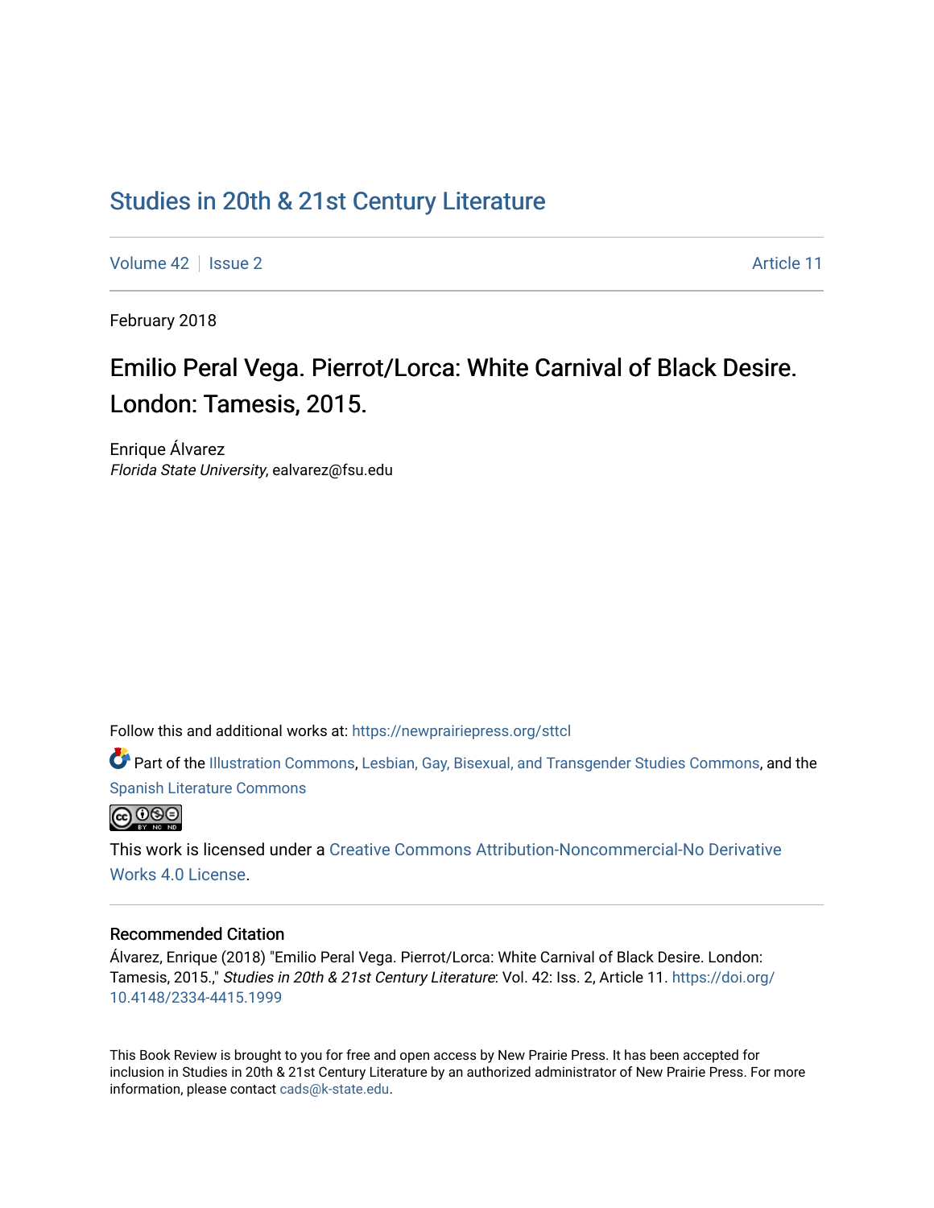# Studies in 20th & 21st Century Literature

Volume 42 | Issue 2 Article 11

February 2018

## Emilio Peral Vega. Pierrot/Lorca: White Carnival of Black Desire. London: Tamesis, 2015.

Enrique Álvarez
*Florida State University*, ealvarez@fsu.edu

Follow this and additional works at: https://newprairiepress.org/sttcl

Part of the Illustration Commons, Lesbian, Gay, Bisexual, and Transgender Studies Commons, and the Spanish Literature Commons

This work is licensed under a Creative Commons Attribution-Noncommercial-No Derivative Works 4.0 License.

### Recommended Citation

Álvarez, Enrique (2018) "Emilio Peral Vega. Pierrot/Lorca: White Carnival of Black Desire. London: Tamesis, 2015.," *Studies in 20th & 21st Century Literature*: Vol. 42: Iss. 2, Article 11. https://doi.org/10.4148/2334-4415.1999

This Book Review is brought to you for free and open access by New Prairie Press. It has been accepted for inclusion in Studies in 20th & 21st Century Literature by an authorized administrator of New Prairie Press. For more information, please contact cads@k-state.edu.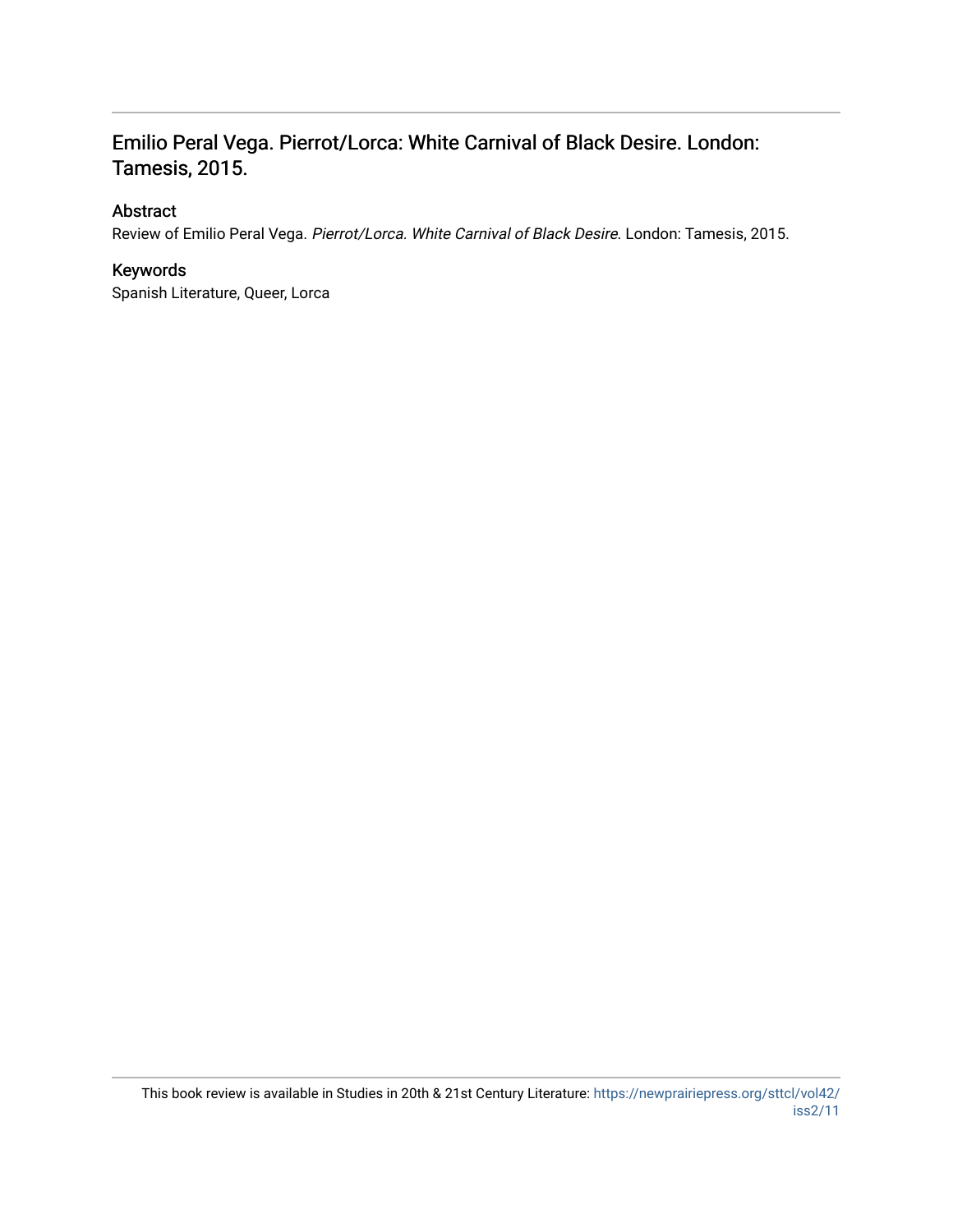## Emilio Peral Vega. Pierrot/Lorca: White Carnival of Black Desire. London: Tamesis, 2015.

### Abstract

Review of Emilio Peral Vega. *Pierrot/Lorca. White Carnival of Black Desire.* London: Tamesis, 2015.

### Keywords

Spanish Literature, Queer, Lorca

This book review is available in Studies in 20th & 21st Century Literature: https://newprairiepress.org/sttcl/vol42/iss2/11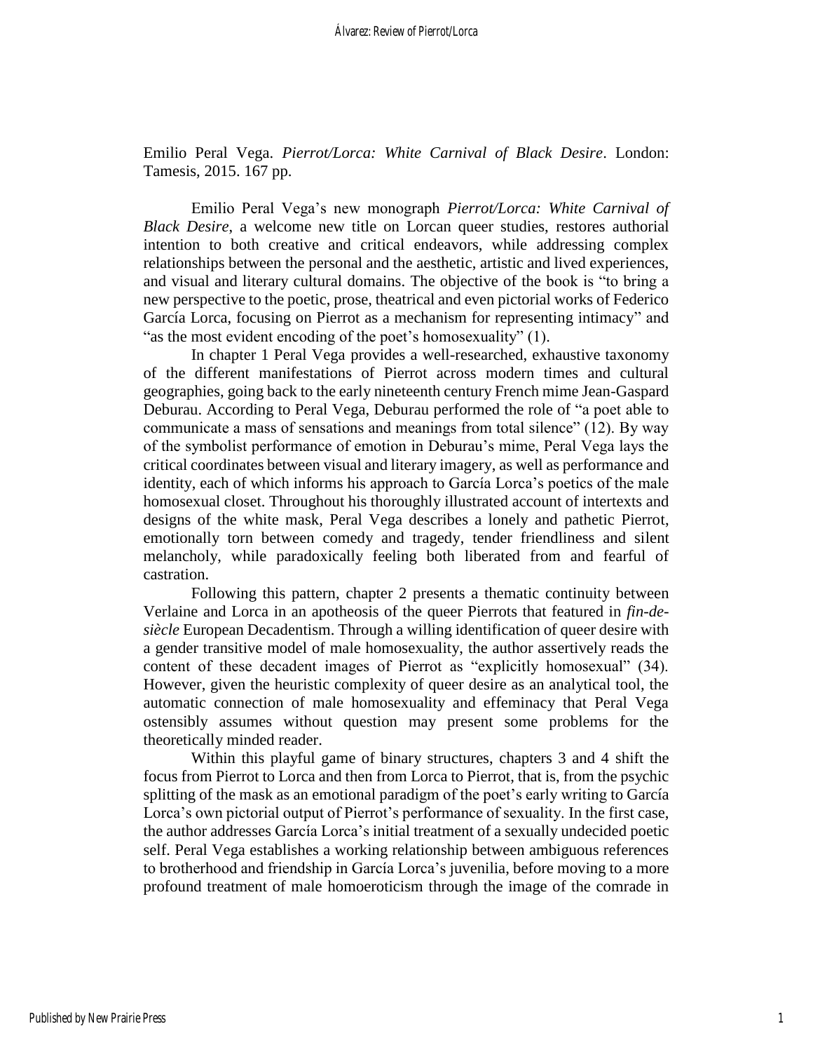Emilio Peral Vega. *Pierrot/Lorca: White Carnival of Black Desire*. London: Tamesis, 2015. 167 pp.

Emilio Peral Vega's new monograph *Pierrot/Lorca: White Carnival of Black Desire*, a welcome new title on Lorcan queer studies, restores authorial intention to both creative and critical endeavors, while addressing complex relationships between the personal and the aesthetic, artistic and lived experiences, and visual and literary cultural domains. The objective of the book is "to bring a new perspective to the poetic, prose, theatrical and even pictorial works of Federico García Lorca, focusing on Pierrot as a mechanism for representing intimacy" and "as the most evident encoding of the poet's homosexuality" (1).

In chapter 1 Peral Vega provides a well-researched, exhaustive taxonomy of the different manifestations of Pierrot across modern times and cultural geographies, going back to the early nineteenth century French mime Jean-Gaspard Deburau. According to Peral Vega, Deburau performed the role of "a poet able to communicate a mass of sensations and meanings from total silence" (12). By way of the symbolist performance of emotion in Deburau's mime, Peral Vega lays the critical coordinates between visual and literary imagery, as well as performance and identity, each of which informs his approach to García Lorca's poetics of the male homosexual closet. Throughout his thoroughly illustrated account of intertexts and designs of the white mask, Peral Vega describes a lonely and pathetic Pierrot, emotionally torn between comedy and tragedy, tender friendliness and silent melancholy, while paradoxically feeling both liberated from and fearful of castration.

Following this pattern, chapter 2 presents a thematic continuity between Verlaine and Lorca in an apotheosis of the queer Pierrots that featured in *fin-de-siècle* European Decadentism. Through a willing identification of queer desire with a gender transitive model of male homosexuality, the author assertively reads the content of these decadent images of Pierrot as "explicitly homosexual" (34). However, given the heuristic complexity of queer desire as an analytical tool, the automatic connection of male homosexuality and effeminacy that Peral Vega ostensibly assumes without question may present some problems for the theoretically minded reader.

Within this playful game of binary structures, chapters 3 and 4 shift the focus from Pierrot to Lorca and then from Lorca to Pierrot, that is, from the psychic splitting of the mask as an emotional paradigm of the poet's early writing to García Lorca's own pictorial output of Pierrot's performance of sexuality. In the first case, the author addresses García Lorca's initial treatment of a sexually undecided poetic self. Peral Vega establishes a working relationship between ambiguous references to brotherhood and friendship in García Lorca's juvenilia, before moving to a more profound treatment of male homoeroticism through the image of the comrade in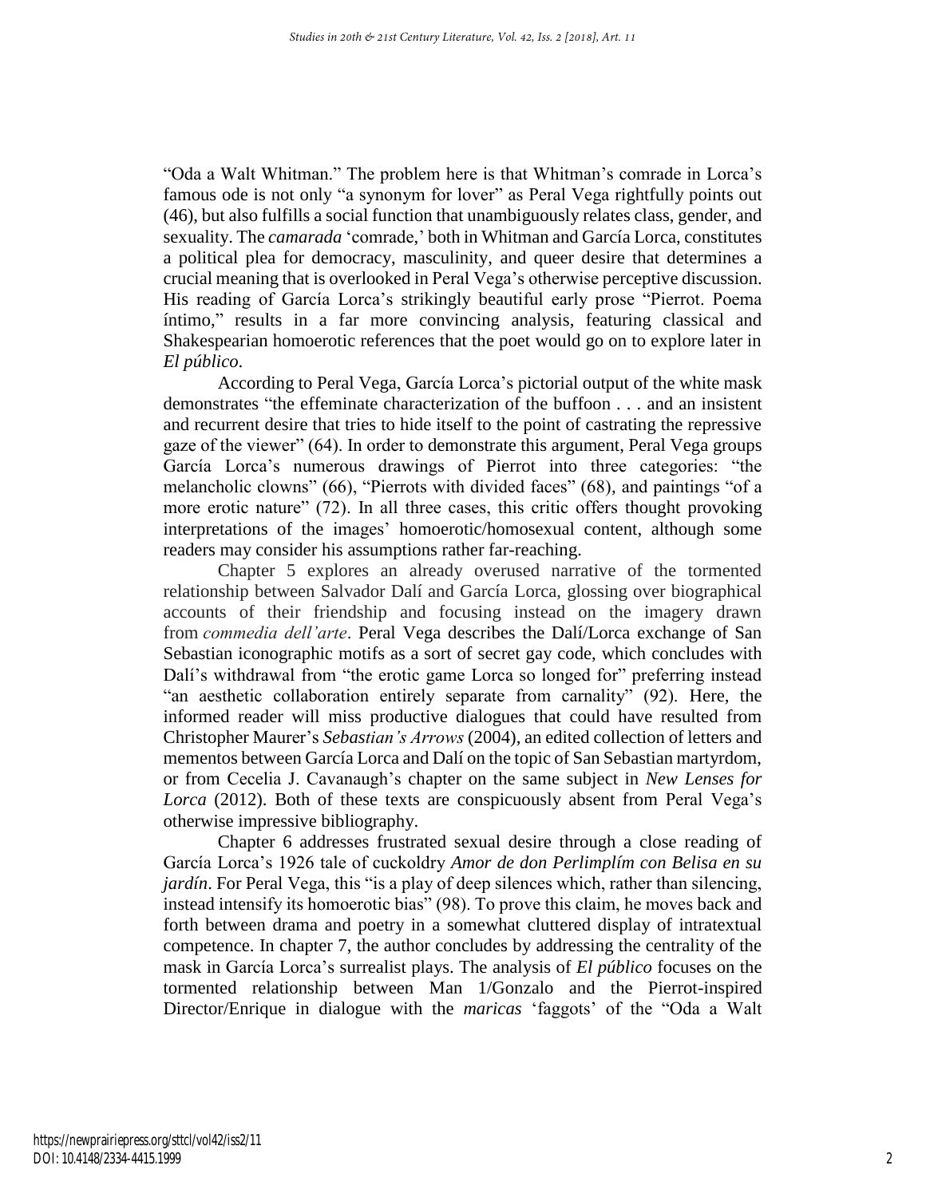"Oda a Walt Whitman." The problem here is that Whitman's comrade in Lorca's famous ode is not only "a synonym for lover" as Peral Vega rightfully points out (46), but also fulfills a social function that unambiguously relates class, gender, and sexuality. The *camarada* 'comrade,' both in Whitman and García Lorca, constitutes a political plea for democracy, masculinity, and queer desire that determines a crucial meaning that is overlooked in Peral Vega's otherwise perceptive discussion. His reading of García Lorca's strikingly beautiful early prose "Pierrot. Poema íntimo," results in a far more convincing analysis, featuring classical and Shakespearian homoerotic references that the poet would go on to explore later in *El público*.

According to Peral Vega, García Lorca's pictorial output of the white mask demonstrates "the effeminate characterization of the buffoon . . . and an insistent and recurrent desire that tries to hide itself to the point of castrating the repressive gaze of the viewer" (64). In order to demonstrate this argument, Peral Vega groups García Lorca's numerous drawings of Pierrot into three categories: "the melancholic clowns" (66), "Pierrots with divided faces" (68), and paintings "of a more erotic nature" (72). In all three cases, this critic offers thought provoking interpretations of the images' homoerotic/homosexual content, although some readers may consider his assumptions rather far-reaching.

Chapter 5 explores an already overused narrative of the tormented relationship between Salvador Dalí and García Lorca, glossing over biographical accounts of their friendship and focusing instead on the imagery drawn from *commedia dell'arte*. Peral Vega describes the Dalí/Lorca exchange of San Sebastian iconographic motifs as a sort of secret gay code, which concludes with Dalí's withdrawal from "the erotic game Lorca so longed for" preferring instead "an aesthetic collaboration entirely separate from carnality" (92). Here, the informed reader will miss productive dialogues that could have resulted from Christopher Maurer's *Sebastian's Arrows* (2004), an edited collection of letters and mementos between García Lorca and Dalí on the topic of San Sebastian martyrdom, or from Cecelia J. Cavanaugh's chapter on the same subject in *New Lenses for Lorca* (2012). Both of these texts are conspicuously absent from Peral Vega's otherwise impressive bibliography.

Chapter 6 addresses frustrated sexual desire through a close reading of García Lorca's 1926 tale of cuckoldry *Amor de don Perlimplím con Belisa en su jardín*. For Peral Vega, this "is a play of deep silences which, rather than silencing, instead intensify its homoerotic bias" (98). To prove this claim, he moves back and forth between drama and poetry in a somewhat cluttered display of intratextual competence. In chapter 7, the author concludes by addressing the centrality of the mask in García Lorca's surrealist plays. The analysis of *El público* focuses on the tormented relationship between Man 1/Gonzalo and the Pierrot-inspired Director/Enrique in dialogue with the *maricas* 'faggots' of the "Oda a Walt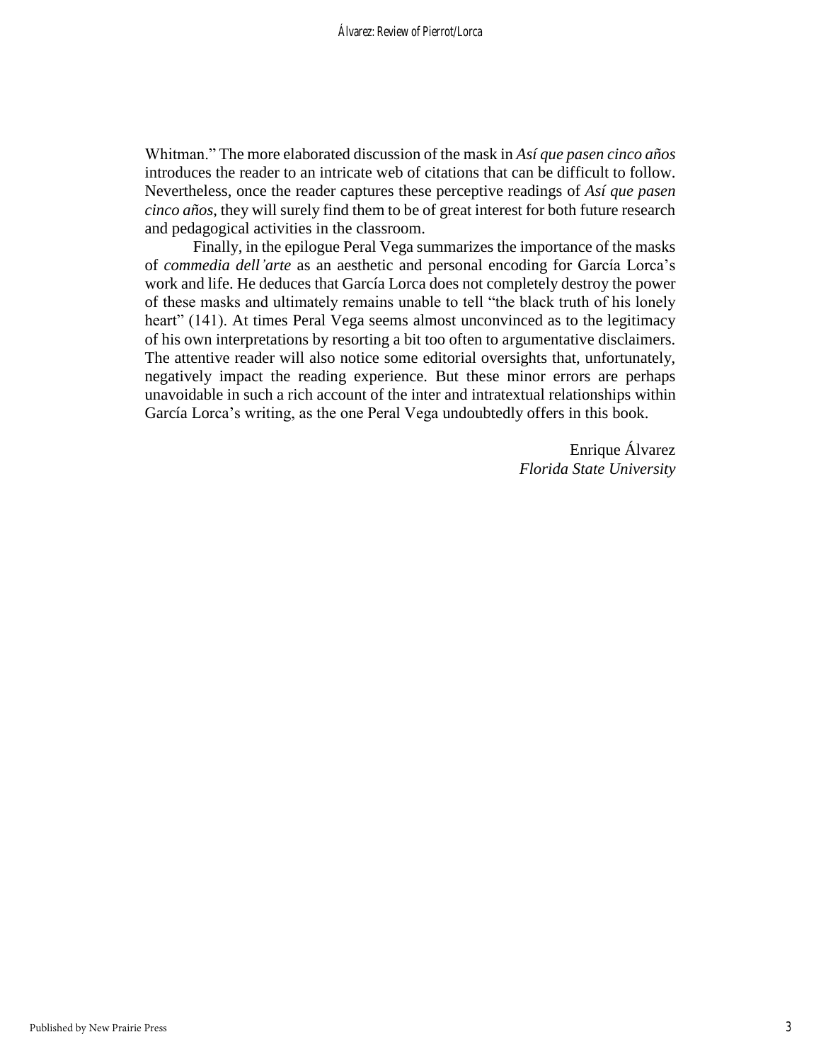Whitman." The more elaborated discussion of the mask in *Así que pasen cinco años* introduces the reader to an intricate web of citations that can be difficult to follow. Nevertheless, once the reader captures these perceptive readings of *Así que pasen cinco años*, they will surely find them to be of great interest for both future research and pedagogical activities in the classroom.

Finally, in the epilogue Peral Vega summarizes the importance of the masks of *commedia dell'arte* as an aesthetic and personal encoding for García Lorca's work and life. He deduces that García Lorca does not completely destroy the power of these masks and ultimately remains unable to tell "the black truth of his lonely heart" (141). At times Peral Vega seems almost unconvinced as to the legitimacy of his own interpretations by resorting a bit too often to argumentative disclaimers. The attentive reader will also notice some editorial oversights that, unfortunately, negatively impact the reading experience. But these minor errors are perhaps unavoidable in such a rich account of the inter and intratextual relationships within García Lorca's writing, as the one Peral Vega undoubtedly offers in this book.

Enrique Álvarez
*Florida State University*